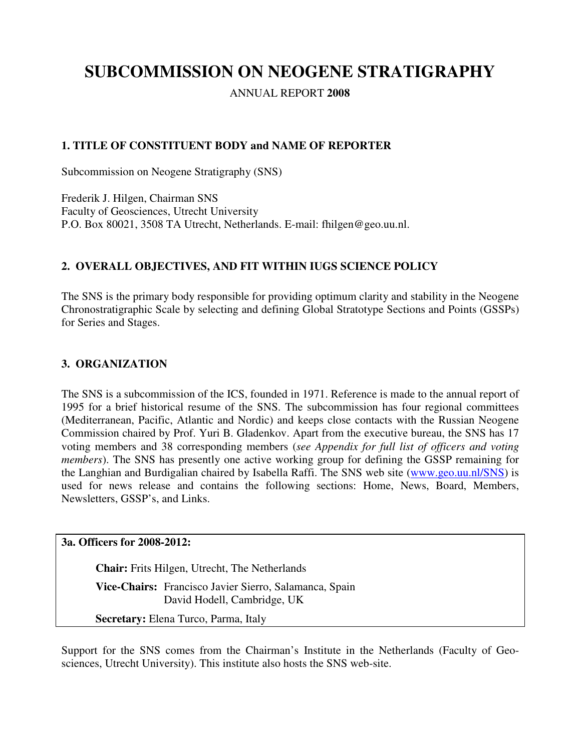# SUBCOMMISSION ON NEOGENE STRATIGRAPHY

ANNUAL REPORT **2008**

### 1. TITLE OF CONSTITUENT BODY and NAME OF REPORTER

Subcommission on Neogene Stratigraphy (SNS)

Frederik J. Hilgen, Chairman SNS
Faculty of Geosciences, Utrecht University
P.O. Box 80021, 3508 TA Utrecht, Netherlands. E-mail: fhilgen@geo.uu.nl.

### 2. OVERALL OBJECTIVES, AND FIT WITHIN IUGS SCIENCE POLICY

The SNS is the primary body responsible for providing optimum clarity and stability in the Neogene Chronostratigraphic Scale by selecting and defining Global Stratotype Sections and Points (GSSPs) for Series and Stages.

### 3. ORGANIZATION

The SNS is a subcommission of the ICS, founded in 1971. Reference is made to the annual report of 1995 for a brief historical resume of the SNS. The subcommission has four regional committees (Mediterranean, Pacific, Atlantic and Nordic) and keeps close contacts with the Russian Neogene Commission chaired by Prof. Yuri B. Gladenkov. Apart from the executive bureau, the SNS has 17 voting members and 38 corresponding members (*see Appendix for full list of officers and voting members*). The SNS has presently one active working group for defining the GSSP remaining for the Langhian and Burdigalian chaired by Isabella Raffi. The SNS web site (www.geo.uu.nl/SNS) is used for news release and contains the following sections: Home, News, Board, Members, Newsletters, GSSP's, and Links.

**3a. Officers for 2008-2012:**

**Chair:** Frits Hilgen, Utrecht, The Netherlands

**Vice-Chairs:** Francisco Javier Sierro, Salamanca, Spain
David Hodell, Cambridge, UK

**Secretary:** Elena Turco, Parma, Italy

Support for the SNS comes from the Chairman's Institute in the Netherlands (Faculty of Geosciences, Utrecht University). This institute also hosts the SNS web-site.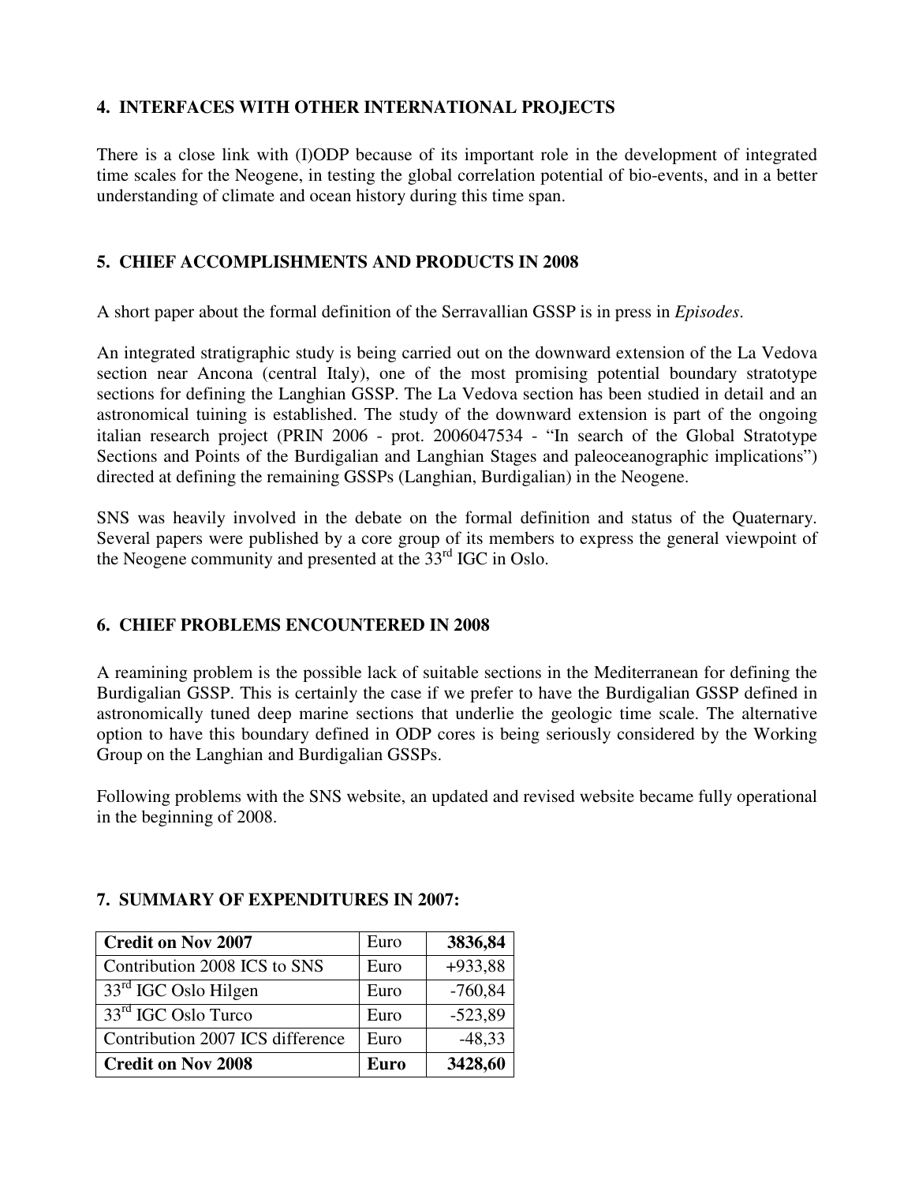## 4. INTERFACES WITH OTHER INTERNATIONAL PROJECTS

There is a close link with (I)ODP because of its important role in the development of integrated time scales for the Neogene, in testing the global correlation potential of bio-events, and in a better understanding of climate and ocean history during this time span.

## 5. CHIEF ACCOMPLISHMENTS AND PRODUCTS IN 2008

A short paper about the formal definition of the Serravallian GSSP is in press in *Episodes*.

An integrated stratigraphic study is being carried out on the downward extension of the La Vedova section near Ancona (central Italy), one of the most promising potential boundary stratotype sections for defining the Langhian GSSP. The La Vedova section has been studied in detail and an astronomical tuining is established. The study of the downward extension is part of the ongoing italian research project (PRIN 2006 - prot. 2006047534 - "In search of the Global Stratotype Sections and Points of the Burdigalian and Langhian Stages and paleoceanographic implications") directed at defining the remaining GSSPs (Langhian, Burdigalian) in the Neogene.

SNS was heavily involved in the debate on the formal definition and status of the Quaternary. Several papers were published by a core group of its members to express the general viewpoint of the Neogene community and presented at the 33rd IGC in Oslo.

## 6. CHIEF PROBLEMS ENCOUNTERED IN 2008

A reamining problem is the possible lack of suitable sections in the Mediterranean for defining the Burdigalian GSSP. This is certainly the case if we prefer to have the Burdigalian GSSP defined in astronomically tuned deep marine sections that underlie the geologic time scale. The alternative option to have this boundary defined in ODP cores is being seriously considered by the Working Group on the Langhian and Burdigalian GSSPs.

Following problems with the SNS website, an updated and revised website became fully operational in the beginning of 2008.

## 7. SUMMARY OF EXPENDITURES IN 2007:

| **Credit on Nov 2007** | Euro | **3836,84** |
|---|---|---|
| Contribution 2008 ICS to SNS | Euro | +933,88 |
| 33rd IGC Oslo Hilgen | Euro | -760,84 |
| 33rd IGC Oslo Turco | Euro | -523,89 |
| Contribution 2007 ICS difference | Euro | -48,33 |
| **Credit on Nov 2008** | **Euro** | **3428,60** |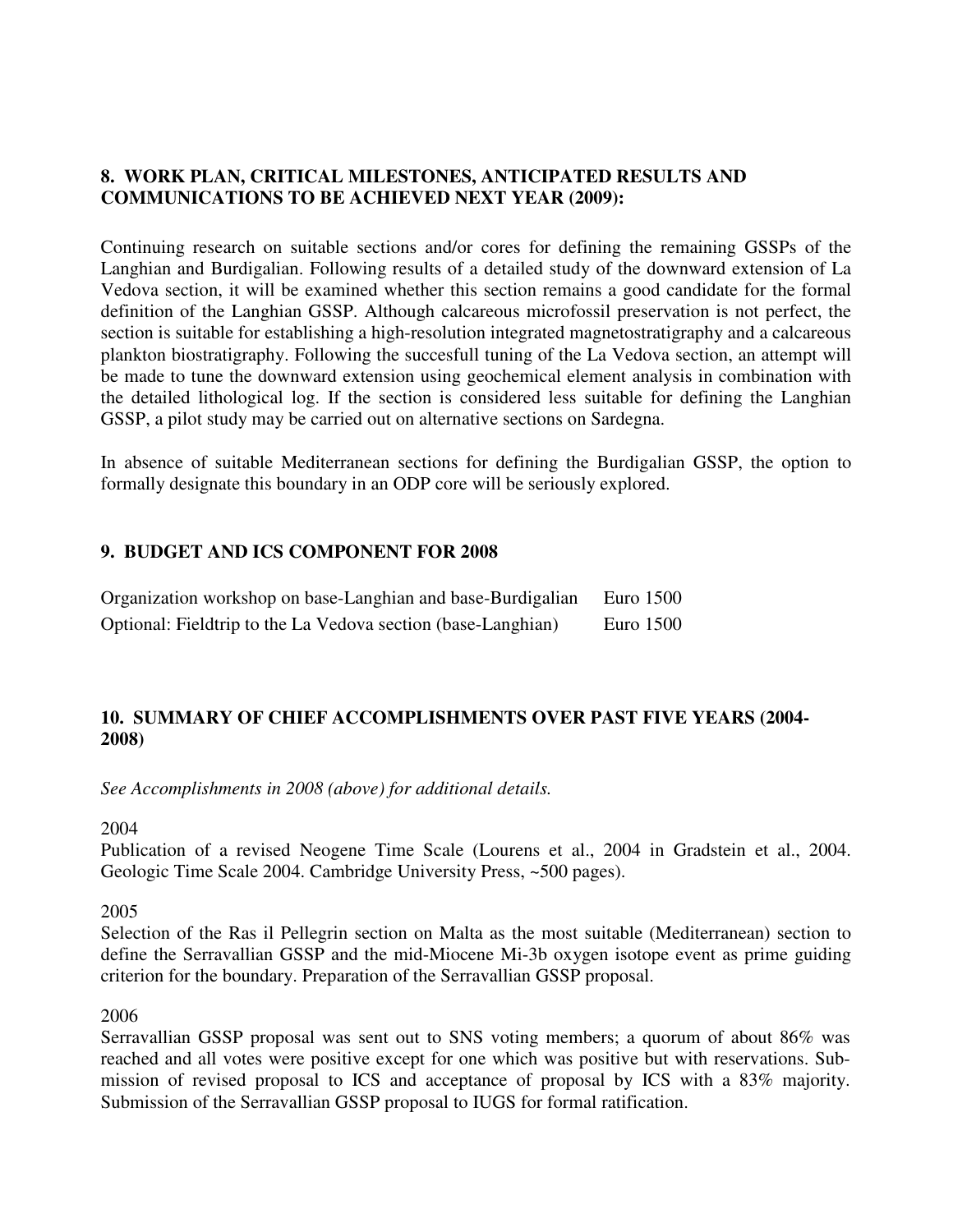## 8. WORK PLAN, CRITICAL MILESTONES, ANTICIPATED RESULTS AND COMMUNICATIONS TO BE ACHIEVED NEXT YEAR (2009):

Continuing research on suitable sections and/or cores for defining the remaining GSSPs of the Langhian and Burdigalian. Following results of a detailed study of the downward extension of La Vedova section, it will be examined whether this section remains a good candidate for the formal definition of the Langhian GSSP. Although calcareous microfossil preservation is not perfect, the section is suitable for establishing a high-resolution integrated magnetostratigraphy and a calcareous plankton biostratigraphy. Following the succesfull tuning of the La Vedova section, an attempt will be made to tune the downward extension using geochemical element analysis in combination with the detailed lithological log. If the section is considered less suitable for defining the Langhian GSSP, a pilot study may be carried out on alternative sections on Sardegna.

In absence of suitable Mediterranean sections for defining the Burdigalian GSSP, the option to formally designate this boundary in an ODP core will be seriously explored.

## 9. BUDGET AND ICS COMPONENT FOR 2008

| | |
|---|---|
| Organization workshop on base-Langhian and base-Burdigalian | Euro 1500 |
| Optional: Fieldtrip to the La Vedova section (base-Langhian) | Euro 1500 |

## 10. SUMMARY OF CHIEF ACCOMPLISHMENTS OVER PAST FIVE YEARS (2004-2008)

*See Accomplishments in 2008 (above) for additional details.*

2004

Publication of a revised Neogene Time Scale (Lourens et al., 2004 in Gradstein et al., 2004. Geologic Time Scale 2004. Cambridge University Press, ~500 pages).

2005

Selection of the Ras il Pellegrin section on Malta as the most suitable (Mediterranean) section to define the Serravallian GSSP and the mid-Miocene Mi-3b oxygen isotope event as prime guiding criterion for the boundary. Preparation of the Serravallian GSSP proposal.

2006

Serravallian GSSP proposal was sent out to SNS voting members; a quorum of about 86% was reached and all votes were positive except for one which was positive but with reservations. Submission of revised proposal to ICS and acceptance of proposal by ICS with a 83% majority. Submission of the Serravallian GSSP proposal to IUGS for formal ratification.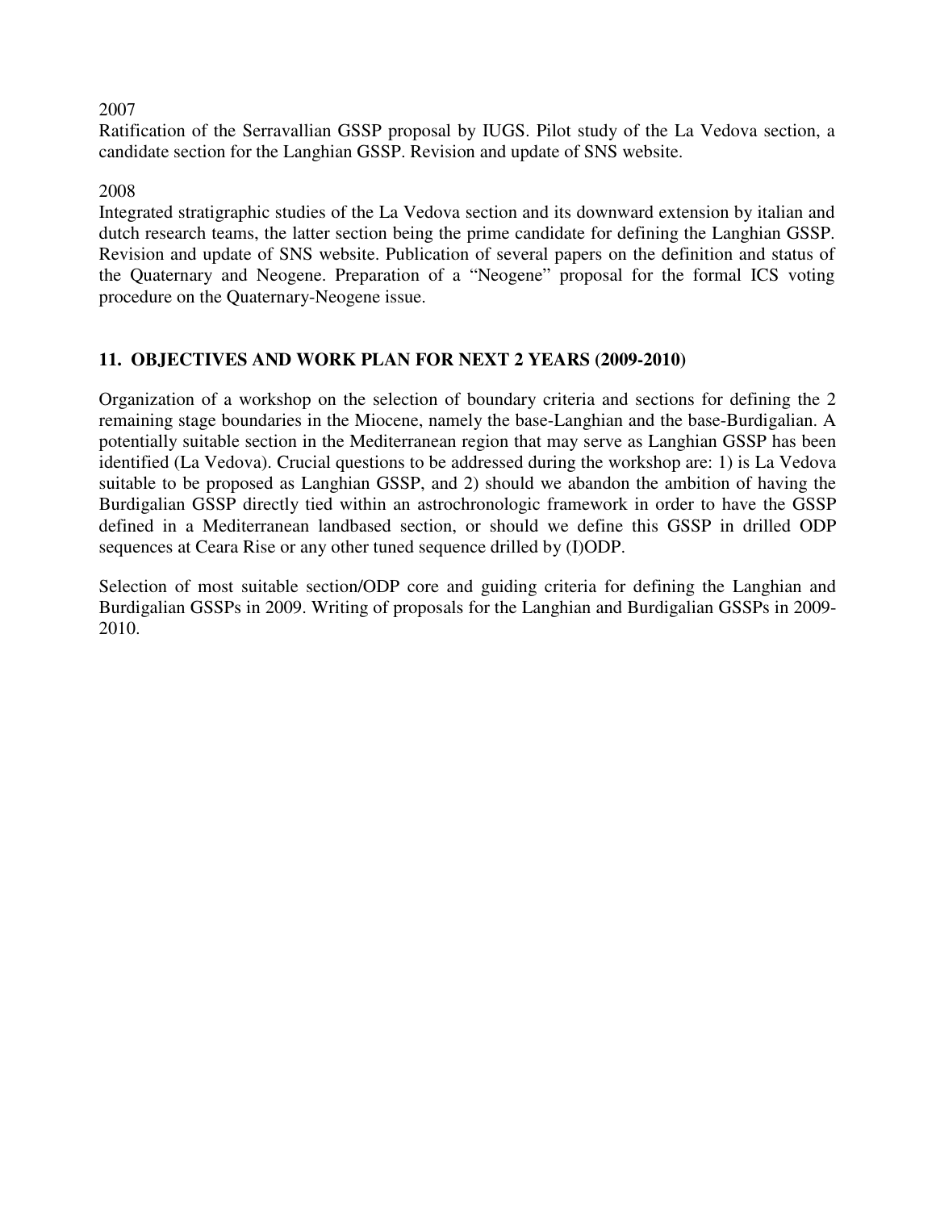2007

Ratification of the Serravallian GSSP proposal by IUGS. Pilot study of the La Vedova section, a candidate section for the Langhian GSSP. Revision and update of SNS website.

2008

Integrated stratigraphic studies of the La Vedova section and its downward extension by italian and dutch research teams, the latter section being the prime candidate for defining the Langhian GSSP. Revision and update of SNS website. Publication of several papers on the definition and status of the Quaternary and Neogene. Preparation of a "Neogene" proposal for the formal ICS voting procedure on the Quaternary-Neogene issue.

## 11. OBJECTIVES AND WORK PLAN FOR NEXT 2 YEARS (2009-2010)

Organization of a workshop on the selection of boundary criteria and sections for defining the 2 remaining stage boundaries in the Miocene, namely the base-Langhian and the base-Burdigalian. A potentially suitable section in the Mediterranean region that may serve as Langhian GSSP has been identified (La Vedova). Crucial questions to be addressed during the workshop are: 1) is La Vedova suitable to be proposed as Langhian GSSP, and 2) should we abandon the ambition of having the Burdigalian GSSP directly tied within an astrochronologic framework in order to have the GSSP defined in a Mediterranean landbased section, or should we define this GSSP in drilled ODP sequences at Ceara Rise or any other tuned sequence drilled by (I)ODP.

Selection of most suitable section/ODP core and guiding criteria for defining the Langhian and Burdigalian GSSPs in 2009. Writing of proposals for the Langhian and Burdigalian GSSPs in 2009-2010.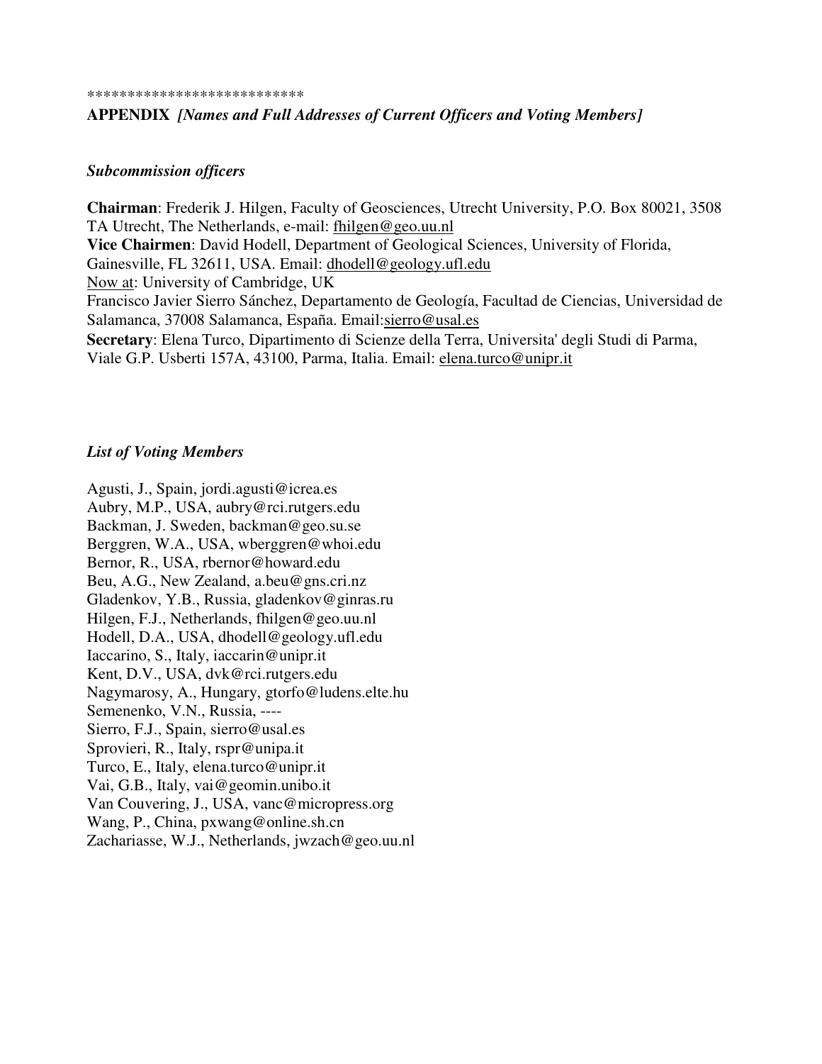***************************

**APPENDIX** ***[Names and Full Addresses of Current Officers and Voting Members]***

***Subcommission officers***

**Chairman**: Frederik J. Hilgen, Faculty of Geosciences, Utrecht University, P.O. Box 80021, 3508 TA Utrecht, The Netherlands, e-mail: fhilgen@geo.uu.nl
**Vice Chairmen**: David Hodell, Department of Geological Sciences, University of Florida, Gainesville, FL 32611, USA. Email: dhodell@geology.ufl.edu
Now at: University of Cambridge, UK
Francisco Javier Sierro Sánchez, Departamento de Geología, Facultad de Ciencias, Universidad de Salamanca, 37008 Salamanca, España. Email:sierro@usal.es
**Secretary**: Elena Turco, Dipartimento di Scienze della Terra, Universita' degli Studi di Parma, Viale G.P. Usberti 157A, 43100, Parma, Italia. Email: elena.turco@unipr.it

***List of Voting Members***

Agusti, J., Spain, jordi.agusti@icrea.es
Aubry, M.P., USA, aubry@rci.rutgers.edu
Backman, J. Sweden, backman@geo.su.se
Berggren, W.A., USA, wberggren@whoi.edu
Bernor, R., USA, rbernor@howard.edu
Beu, A.G., New Zealand, a.beu@gns.cri.nz
Gladenkov, Y.B., Russia, gladenkov@ginras.ru
Hilgen, F.J., Netherlands, fhilgen@geo.uu.nl
Hodell, D.A., USA, dhodell@geology.ufl.edu
Iaccarino, S., Italy, iaccarin@unipr.it
Kent, D.V., USA, dvk@rci.rutgers.edu
Nagymarosy, A., Hungary, gtorfo@ludens.elte.hu
Semenenko, V.N., Russia, ----
Sierro, F.J., Spain, sierro@usal.es
Sprovieri, R., Italy, rspr@unipa.it
Turco, E., Italy, elena.turco@unipr.it
Vai, G.B., Italy, vai@geomin.unibo.it
Van Couvering, J., USA, vanc@micropress.org
Wang, P., China, pxwang@online.sh.cn
Zachariasse, W.J., Netherlands, jwzach@geo.uu.nl